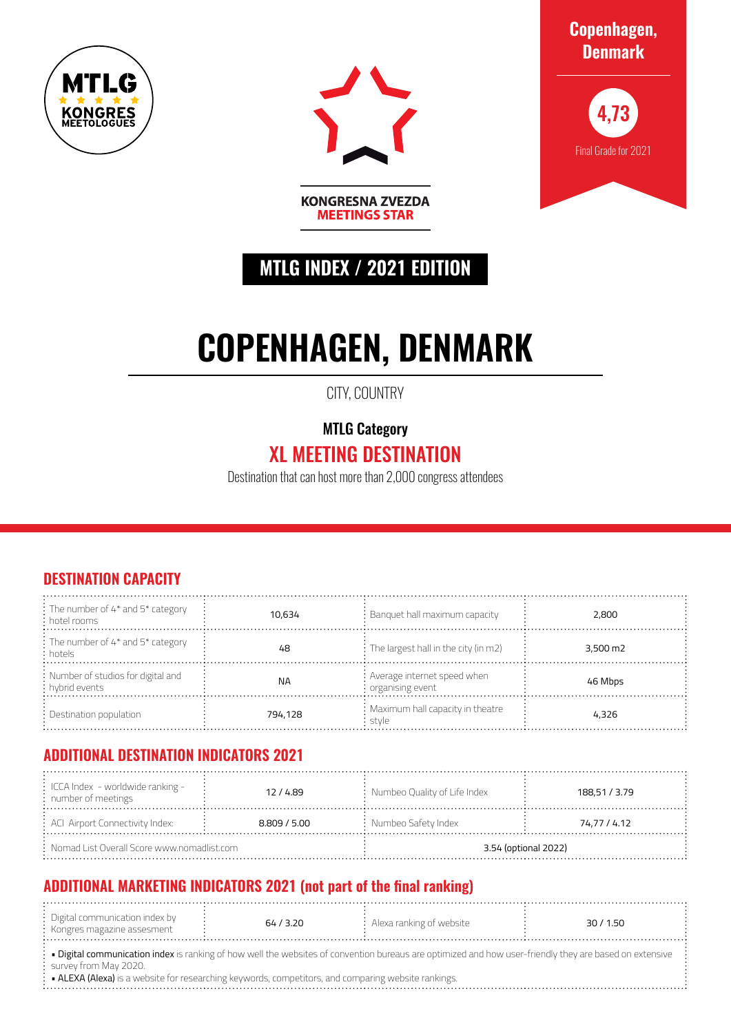MTLG KONGRES MEETOLOGUES

KONGRESNA ZVEZDA
MEETINGS STAR

**Copenhagen, Denmark**

**4,73**

Final Grade for 2021

## MTLG INDEX / 2021 EDITION

# COPENHAGEN, DENMARK

CITY, COUNTRY

**MTLG Category**

## XL MEETING DESTINATION

Destination that can host more than 2,000 congress attendees

## DESTINATION CAPACITY

| | | | |
|---|---|---|---|
| The number of 4* and 5* category hotel rooms | 10,634 | Banquet hall maximum capacity | 2,800 |
| The number of 4* and 5* category hotels | 48 | The largest hall in the city (in m2) | 3,500 m2 |
| Number of studios for digital and hybrid events | NA | Average internet speed when organising event | 46 Mbps |
| Destination population | 794,128 | Maximum hall capacity in theatre style | 4,326 |

## ADDITIONAL DESTINATION INDICATORS 2021

| | | | |
|---|---|---|---|
| ICCA Index - worldwide ranking - number of meetings | 12 / 4.89 | Numbeo Quality of Life Index | 188,51 / 3.79 |
| ACI Airport Connectivity Index: | 8.809 / 5.00 | Numbeo Safety Index | 74,77 / 4.12 |
| Nomad List Overall Score www.nomadlist.com | | 3.54 (optional 2022) | |

## ADDITIONAL MARKETING INDICATORS 2021 (not part of the final ranking)

| | | | |
|---|---|---|---|
| Digital communication index by Kongres magazine assesment | 64 / 3.20 | Alexa ranking of website | 30 / 1.50 |

- **Digital communication index** is ranking of how well the websites of convention bureaus are optimized and how user-friendly they are based on extensive survey from May 2020.
- **ALEXA (Alexa)** is a website for researching keywords, competitors, and comparing website rankings.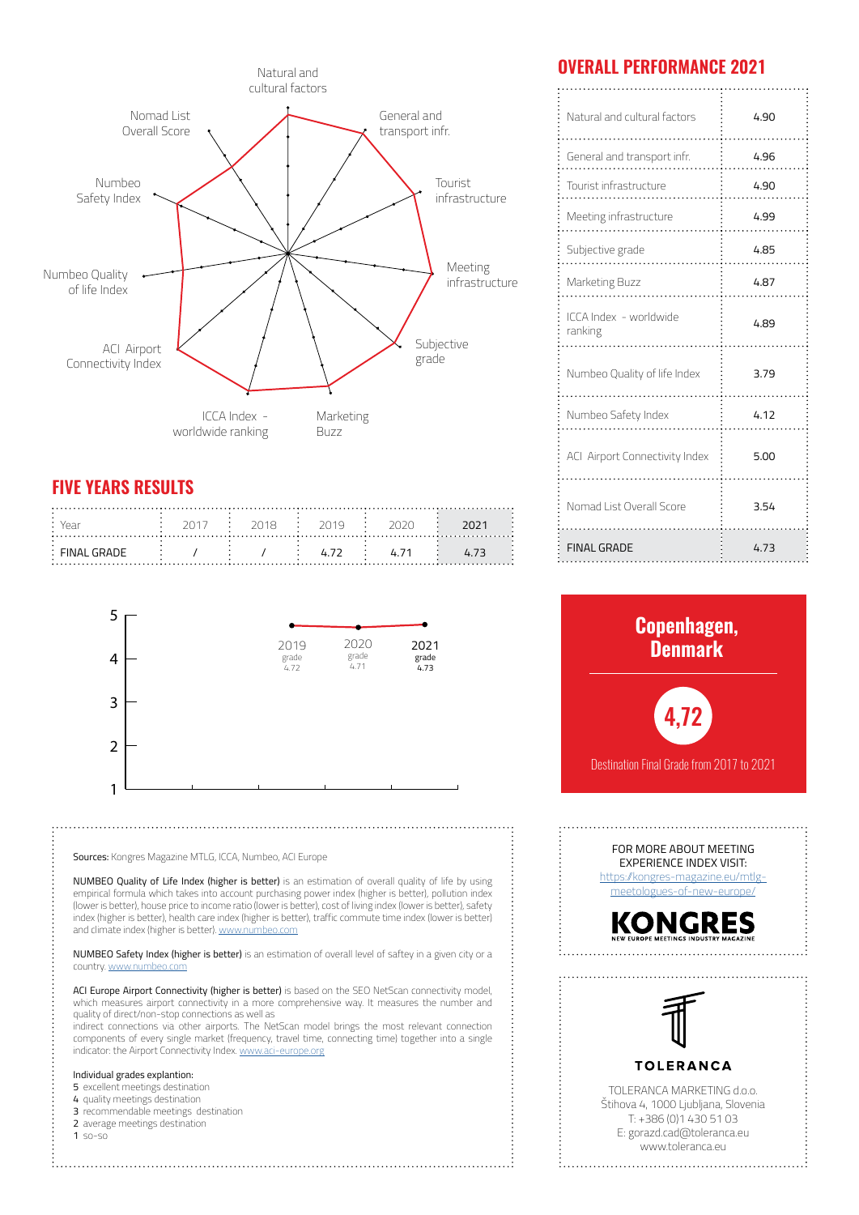Natural and cultural factors
General and transport infr.
Tourist infrastructure
Meeting infrastructure
Subjective grade
Marketing Buzz
ICCA Index - worldwide ranking
ACI Airport Connectivity Index
Numbeo Quality of life Index
Numbeo Safety Index
Nomad List Overall Score

## OVERALL PERFORMANCE 2021

| | |
|---|---|
| Natural and cultural factors | 4.90 |
| General and transport infr. | 4.96 |
| Tourist infrastructure | 4.90 |
| Meeting infrastructure | 4.99 |
| Subjective grade | 4.85 |
| Marketing Buzz | 4.87 |
| ICCA Index - worldwide ranking | 4.89 |
| Numbeo Quality of life Index | 3.79 |
| Numbeo Safety Index | 4.12 |
| ACI Airport Connectivity Index | 5.00 |
| Nomad List Overall Score | 3.54 |
| FINAL GRADE | 4.73 |

## FIVE YEARS RESULTS

| Year | 2017 | 2018 | 2019 | 2020 | 2021 |
|---|---|---|---|---|---|
| FINAL GRADE | / | / | 4.72 | 4.71 | 4.73 |

5
4
3
2
1

2019 grade 4.72
2020 grade 4.71
2021 grade 4.73

## Copenhagen, Denmark

**4,72**

Destination Final Grade from 2017 to 2021

**Sources:** Kongres Magazine MTLG, ICCA, Numbeo, ACI Europe

**NUMBEO Quality of Life Index (higher is better)** is an estimation of overall quality of life by using empirical formula which takes into account purchasing power index (higher is better), pollution index (lower is better), house price to income ratio (lower is better), cost of living index (lower is better), safety index (higher is better), health care index (higher is better), traffic commute time index (lower is better) and climate index (higher is better). www.numbeo.com

**NUMBEO Safety Index (higher is better)** is an estimation of overall level of saftey in a given city or a country. www.numbeo.com

**ACI Europe Airport Connectivity (higher is better)** is based on the SEO NetScan connectivity model, which measures airport connectivity in a more comprehensive way. It measures the number and quality of direct/non-stop connections as well as
indirect connections via other airports. The NetScan model brings the most relevant connection components of every single market (frequency, travel time, connecting time) together into a single indicator: the Airport Connectivity Index. www.aci-europe.org

Individual grades explanation:
5 excellent meetings destination
4 quality meetings destination
3 recommendable meetings destination
2 average meetings destination
1 so-so

FOR MORE ABOUT MEETING EXPERIENCE INDEX VISIT:
https://kongres-magazine.eu/mtlg-meetologues-of-new-europe/

KONGRES
NEW EUROPE MEETINGS INDUSTRY MAGAZINE

TOLERANCA

TOLERANCA MARKETING d.o.o.
Štihova 4, 1000 Ljubljana, Slovenia
T: +386 (0)1 430 51 03
E: gorazd.cad@toleranca.eu
www.toleranca.eu